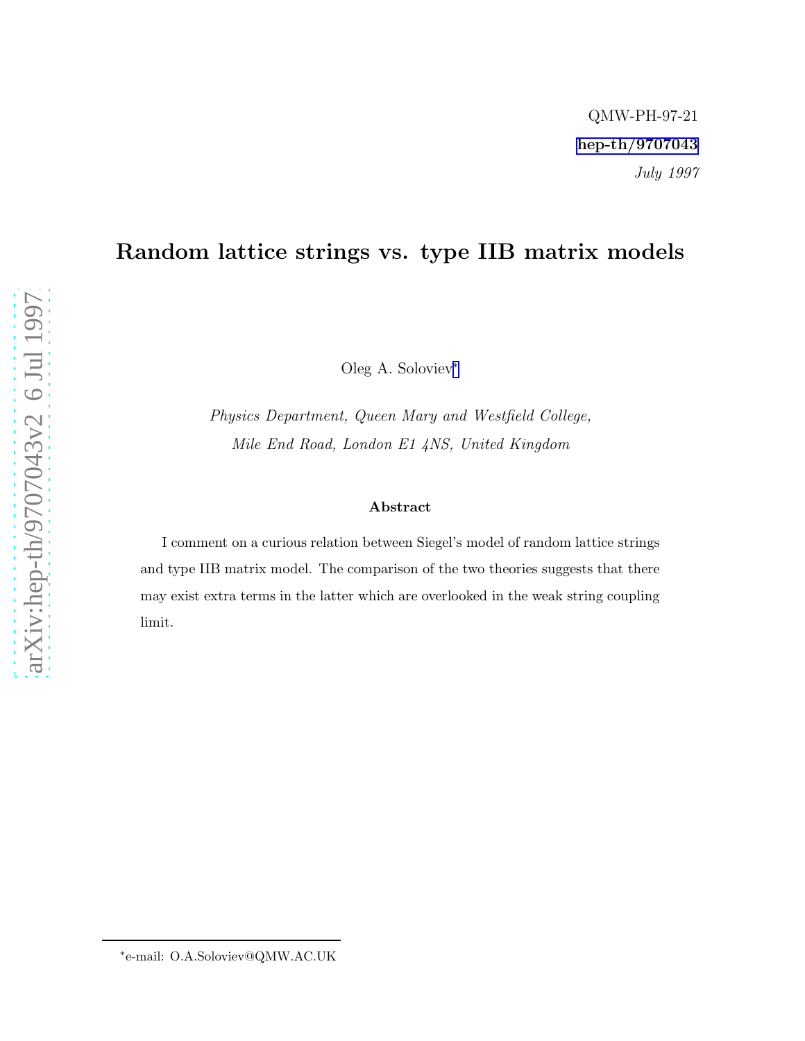QMW-PH-97-21

hep-th/9707043

*July 1997*

# Random lattice strings vs. type IIB matrix models

Oleg A. Soloviev[*]

*Physics Department, Queen Mary and Westfield College,*
*Mile End Road, London E1 4NS, United Kingdom*

### Abstract

I comment on a curious relation between Siegel's model of random lattice strings and type IIB matrix model. The comparison of the two theories suggests that there may exist extra terms in the latter which are overlooked in the weak string coupling limit.

[*]e-mail: O.A.Soloviev@QMW.AC.UK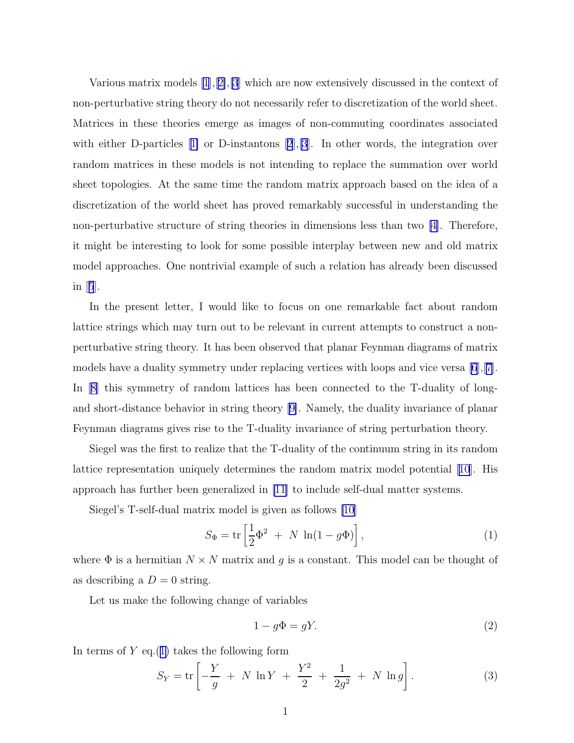Various matrix models [1],[2],[3] which are now extensively discussed in the context of non-perturbative string theory do not necessarily refer to discretization of the world sheet. Matrices in these theories emerge as images of non-commuting coordinates associated with either D-particles [1] or D-instantons [2],[3]. In other words, the integration over random matrices in these models is not intending to replace the summation over world sheet topologies. At the same time the random matrix approach based on the idea of a discretization of the world sheet has proved remarkably successful in understanding the non-perturbative structure of string theories in dimensions less than two [4]. Therefore, it might be interesting to look for some possible interplay between new and old matrix model approaches. One nontrivial example of such a relation has already been discussed in [5].

In the present letter, I would like to focus on one remarkable fact about random lattice strings which may turn out to be relevant in current attempts to construct a non-perturbative string theory. It has been observed that planar Feynman diagrams of matrix models have a duality symmetry under replacing vertices with loops and vice versa [6],[7]. In [8] this symmetry of random lattices has been connected to the T-duality of long- and short-distance behavior in string theory [9]. Namely, the duality invariance of planar Feynman diagrams gives rise to the T-duality invariance of string perturbation theory.

Siegel was the first to realize that the T-duality of the continuum string in its random lattice representation uniquely determines the random matrix model potential [10]. His approach has further been generalized in [11] to include self-dual matter systems.

Siegel's T-self-dual matrix model is given as follows [10]

$$S_\Phi = \mathrm{tr}\left[\frac{1}{2}\Phi^2 \;+\; N\;\ln(1-g\Phi)\right], \tag{1}$$

where $\Phi$ is a hermitian $N \times N$ matrix and $g$ is a constant. This model can be thought of as describing a $D=0$ string.

Let us make the following change of variables

$$1 - g\Phi = gY. \tag{2}$$

In terms of $Y$ eq.(1) takes the following form

$$S_Y = \mathrm{tr}\left[-\frac{Y}{g} \;+\; N\;\ln Y \;+\; \frac{Y^2}{2} \;+\; \frac{1}{2g^2} \;+\; N\;\ln g\right]. \tag{3}$$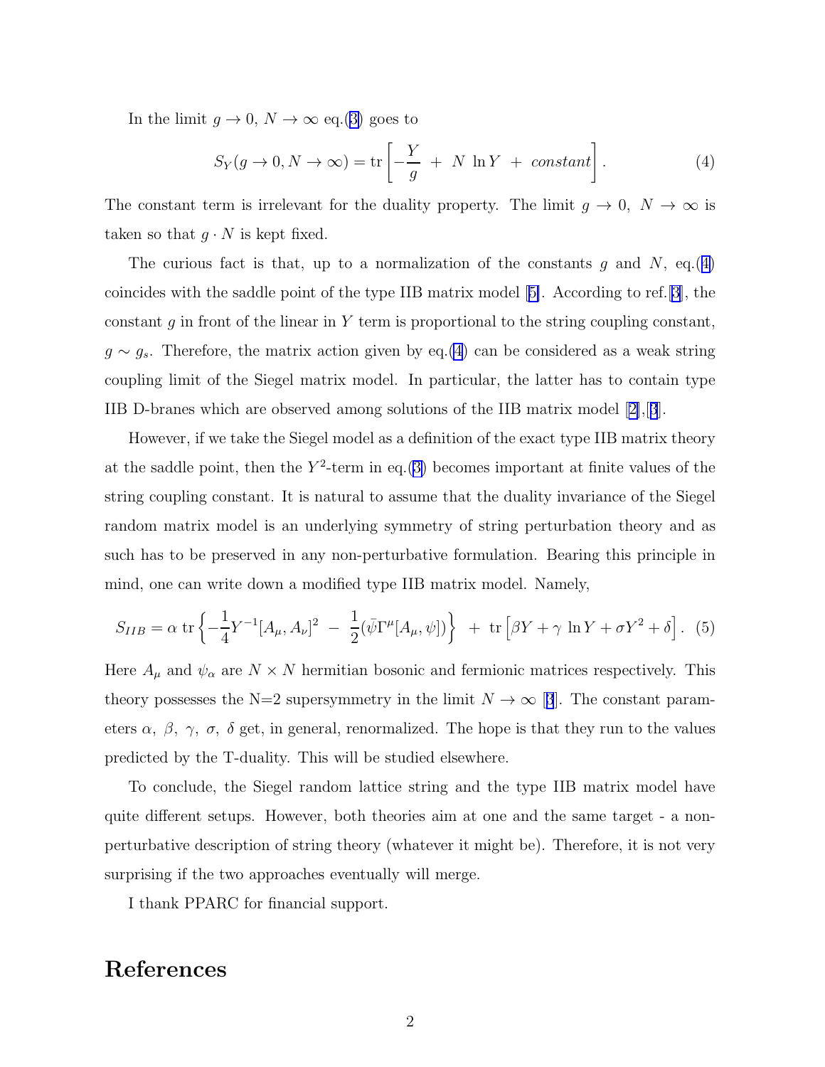In the limit $g \to 0$, $N \to \infty$ eq.(3) goes to

$$S_Y(g \to 0, N \to \infty) = \mathrm{tr}\left[-\frac{Y}{g} \; + \; N \; \ln Y \; + \; constant\right]. \tag{4}$$

The constant term is irrelevant for the duality property. The limit $g \to 0$, $N \to \infty$ is taken so that $g \cdot N$ is kept fixed.

The curious fact is that, up to a normalization of the constants $g$ and $N$, eq.(4) coincides with the saddle point of the type IIB matrix model [5]. According to ref.[3], the constant $g$ in front of the linear in $Y$ term is proportional to the string coupling constant, $g \sim g_s$. Therefore, the matrix action given by eq.(4) can be considered as a weak string coupling limit of the Siegel matrix model. In particular, the latter has to contain type IIB D-branes which are observed among solutions of the IIB matrix model [2],[3].

However, if we take the Siegel model as a definition of the exact type IIB matrix theory at the saddle point, then the $Y^2$-term in eq.(3) becomes important at finite values of the string coupling constant. It is natural to assume that the duality invariance of the Siegel random matrix model is an underlying symmetry of string perturbation theory and as such has to be preserved in any non-perturbative formulation. Bearing this principle in mind, one can write down a modified type IIB matrix model. Namely,

$$S_{IIB} = \alpha \; \mathrm{tr}\left\{-\frac{1}{4}Y^{-1}[A_\mu, A_\nu]^2 \; - \; \frac{1}{2}(\bar{\psi}\Gamma^\mu[A_\mu, \psi])\right\} \; + \; \mathrm{tr}\left[\beta Y + \gamma \; \ln Y + \sigma Y^2 + \delta\right]. \tag{5}$$

Here $A_\mu$ and $\psi_\alpha$ are $N \times N$ hermitian bosonic and fermionic matrices respectively. This theory possesses the N=2 supersymmetry in the limit $N \to \infty$ [3]. The constant parameters $\alpha$, $\beta$, $\gamma$, $\sigma$, $\delta$ get, in general, renormalized. The hope is that they run to the values predicted by the T-duality. This will be studied elsewhere.

To conclude, the Siegel random lattice string and the type IIB matrix model have quite different setups. However, both theories aim at one and the same target - a non-perturbative description of string theory (whatever it might be). Therefore, it is not very surprising if the two approaches eventually will merge.

I thank PPARC for financial support.

# References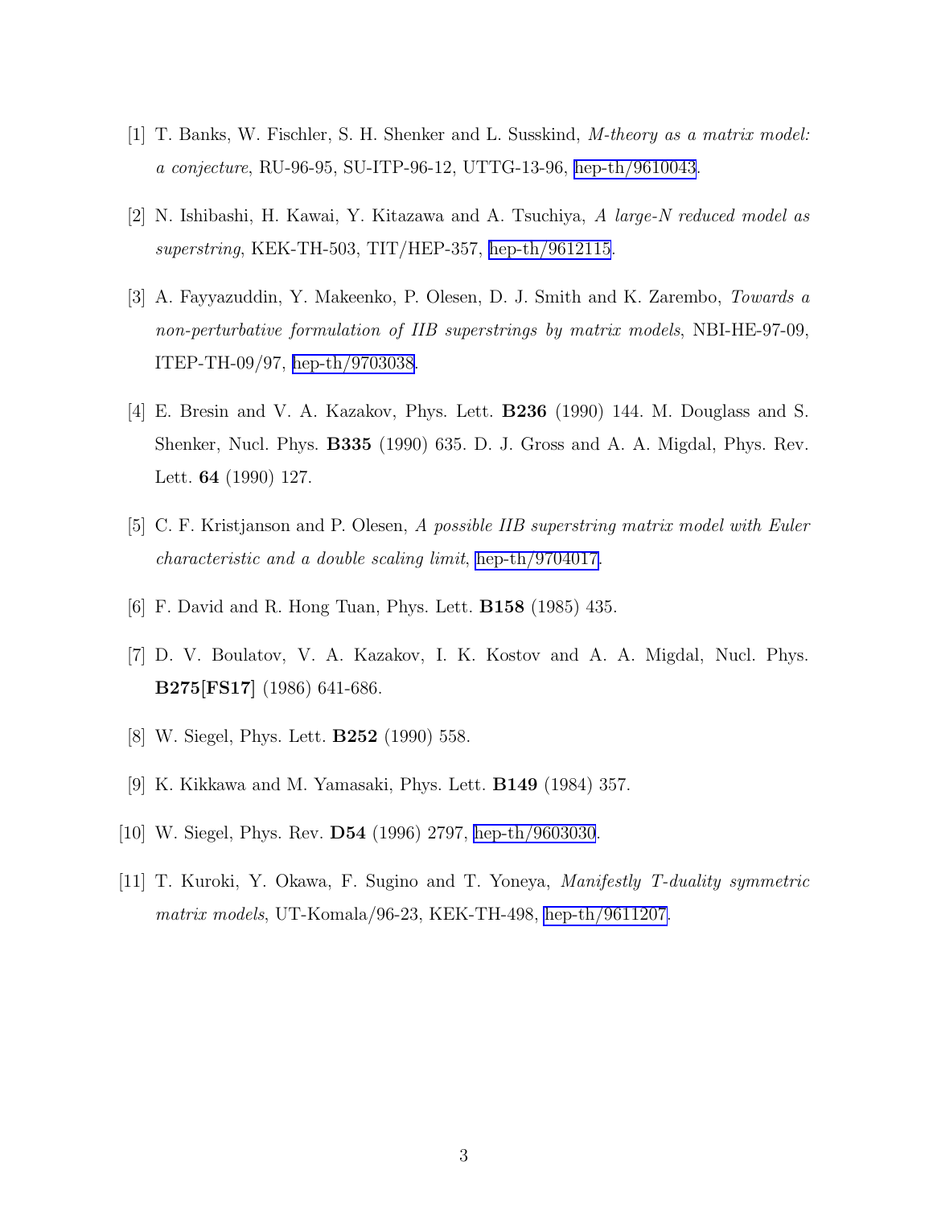[1] T. Banks, W. Fischler, S. H. Shenker and L. Susskind, *M-theory as a matrix model: a conjecture*, RU-96-95, SU-ITP-96-12, UTTG-13-96, hep-th/9610043.

[2] N. Ishibashi, H. Kawai, Y. Kitazawa and A. Tsuchiya, *A large-N reduced model as superstring*, KEK-TH-503, TIT/HEP-357, hep-th/9612115.

[3] A. Fayyazuddin, Y. Makeenko, P. Olesen, D. J. Smith and K. Zarembo, *Towards a non-perturbative formulation of IIB superstrings by matrix models*, NBI-HE-97-09, ITEP-TH-09/97, hep-th/9703038.

[4] E. Bresin and V. A. Kazakov, Phys. Lett. **B236** (1990) 144. M. Douglass and S. Shenker, Nucl. Phys. **B335** (1990) 635. D. J. Gross and A. A. Migdal, Phys. Rev. Lett. **64** (1990) 127.

[5] C. F. Kristjanson and P. Olesen, *A possible IIB superstring matrix model with Euler characteristic and a double scaling limit*, hep-th/9704017.

[6] F. David and R. Hong Tuan, Phys. Lett. **B158** (1985) 435.

[7] D. V. Boulatov, V. A. Kazakov, I. K. Kostov and A. A. Migdal, Nucl. Phys. **B275[FS17]** (1986) 641-686.

[8] W. Siegel, Phys. Lett. **B252** (1990) 558.

[9] K. Kikkawa and M. Yamasaki, Phys. Lett. **B149** (1984) 357.

[10] W. Siegel, Phys. Rev. **D54** (1996) 2797, hep-th/9603030.

[11] T. Kuroki, Y. Okawa, F. Sugino and T. Yoneya, *Manifestly T-duality symmetric matrix models*, UT-Komala/96-23, KEK-TH-498, hep-th/9611207.